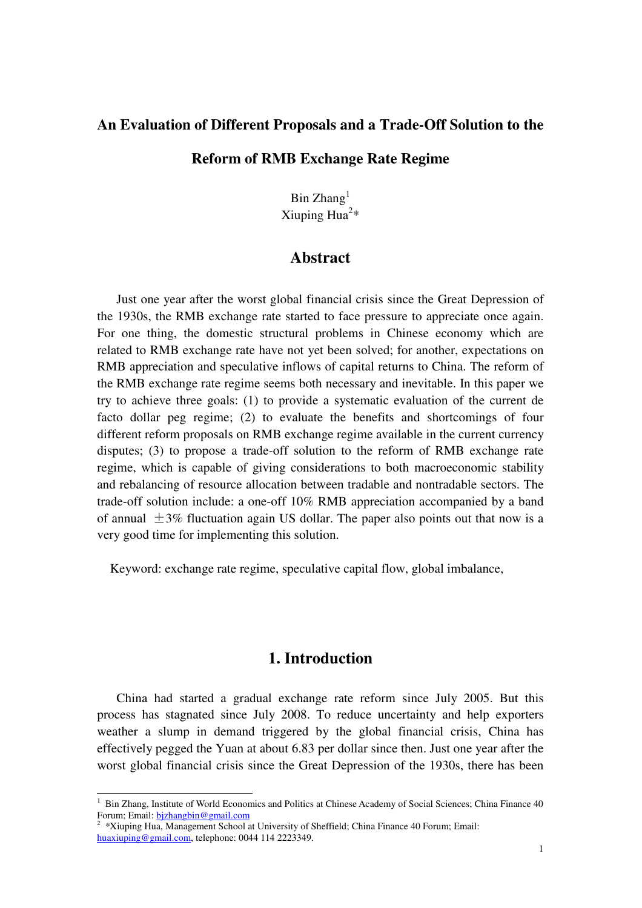# An Evaluation of Different Proposals and a Trade-Off Solution to the Reform of RMB Exchange Rate Regime

Bin Zhang[1]
Xiuping Hua[2]*

## Abstract

Just one year after the worst global financial crisis since the Great Depression of the 1930s, the RMB exchange rate started to face pressure to appreciate once again. For one thing, the domestic structural problems in Chinese economy which are related to RMB exchange rate have not yet been solved; for another, expectations on RMB appreciation and speculative inflows of capital returns to China. The reform of the RMB exchange rate regime seems both necessary and inevitable. In this paper we try to achieve three goals: (1) to provide a systematic evaluation of the current de facto dollar peg regime; (2) to evaluate the benefits and shortcomings of four different reform proposals on RMB exchange regime available in the current currency disputes; (3) to propose a trade-off solution to the reform of RMB exchange rate regime, which is capable of giving considerations to both macroeconomic stability and rebalancing of resource allocation between tradable and nontradable sectors. The trade-off solution include: a one-off 10% RMB appreciation accompanied by a band of annual ±3% fluctuation again US dollar. The paper also points out that now is a very good time for implementing this solution.

Keyword: exchange rate regime, speculative capital flow, global imbalance,

## 1. Introduction

China had started a gradual exchange rate reform since July 2005. But this process has stagnated since July 2008. To reduce uncertainty and help exporters weather a slump in demand triggered by the global financial crisis, China has effectively pegged the Yuan at about 6.83 per dollar since then. Just one year after the worst global financial crisis since the Great Depression of the 1930s, there has been

---

[1] Bin Zhang, Institute of World Economics and Politics at Chinese Academy of Social Sciences; China Finance 40 Forum; Email: bjzhangbin@gmail.com

[2] *Xiuping Hua, Management School at University of Sheffield; China Finance 40 Forum; Email: huaxiuping@gmail.com, telephone: 0044 114 2223349.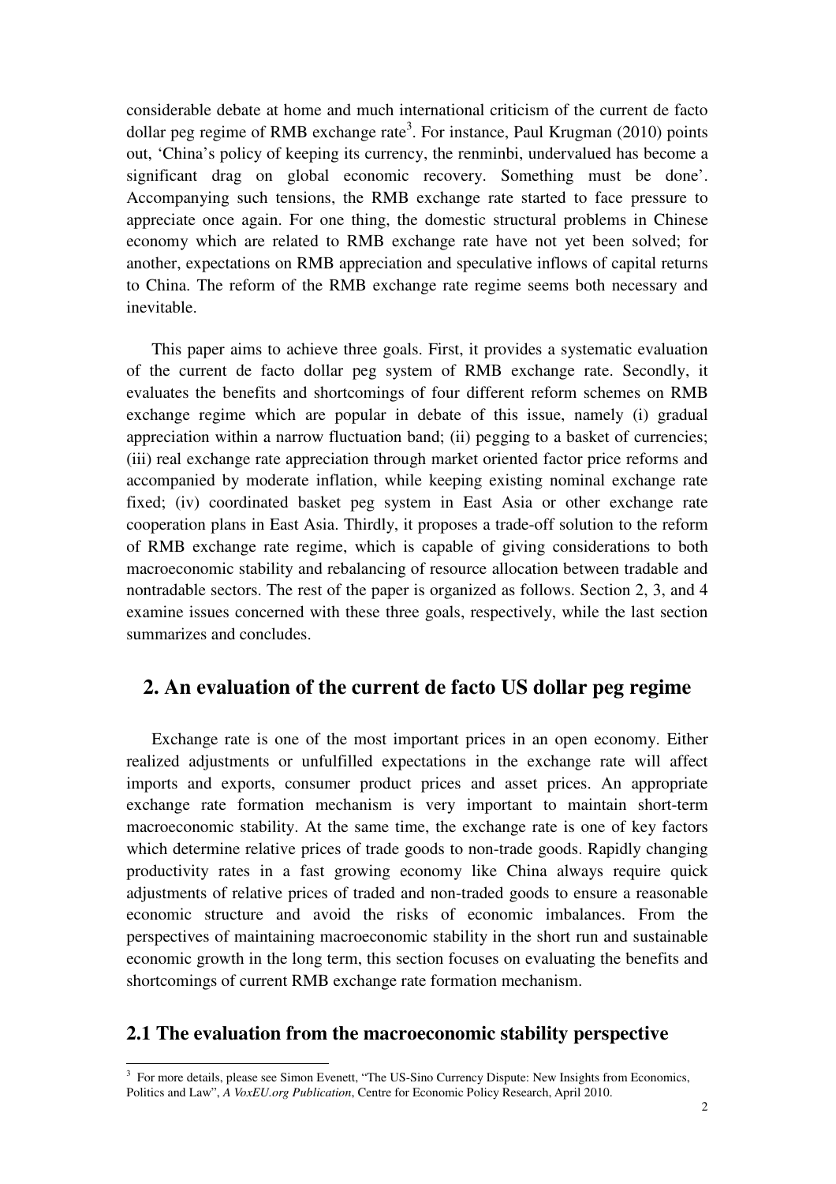considerable debate at home and much international criticism of the current de facto dollar peg regime of RMB exchange rate[3]. For instance, Paul Krugman (2010) points out, 'China's policy of keeping its currency, the renminbi, undervalued has become a significant drag on global economic recovery. Something must be done'. Accompanying such tensions, the RMB exchange rate started to face pressure to appreciate once again. For one thing, the domestic structural problems in Chinese economy which are related to RMB exchange rate have not yet been solved; for another, expectations on RMB appreciation and speculative inflows of capital returns to China. The reform of the RMB exchange rate regime seems both necessary and inevitable.

This paper aims to achieve three goals. First, it provides a systematic evaluation of the current de facto dollar peg system of RMB exchange rate. Secondly, it evaluates the benefits and shortcomings of four different reform schemes on RMB exchange regime which are popular in debate of this issue, namely (i) gradual appreciation within a narrow fluctuation band; (ii) pegging to a basket of currencies; (iii) real exchange rate appreciation through market oriented factor price reforms and accompanied by moderate inflation, while keeping existing nominal exchange rate fixed; (iv) coordinated basket peg system in East Asia or other exchange rate cooperation plans in East Asia. Thirdly, it proposes a trade-off solution to the reform of RMB exchange rate regime, which is capable of giving considerations to both macroeconomic stability and rebalancing of resource allocation between tradable and nontradable sectors. The rest of the paper is organized as follows. Section 2, 3, and 4 examine issues concerned with these three goals, respectively, while the last section summarizes and concludes.

## 2. An evaluation of the current de facto US dollar peg regime

Exchange rate is one of the most important prices in an open economy. Either realized adjustments or unfulfilled expectations in the exchange rate will affect imports and exports, consumer product prices and asset prices. An appropriate exchange rate formation mechanism is very important to maintain short-term macroeconomic stability. At the same time, the exchange rate is one of key factors which determine relative prices of trade goods to non-trade goods. Rapidly changing productivity rates in a fast growing economy like China always require quick adjustments of relative prices of traded and non-traded goods to ensure a reasonable economic structure and avoid the risks of economic imbalances. From the perspectives of maintaining macroeconomic stability in the short run and sustainable economic growth in the long term, this section focuses on evaluating the benefits and shortcomings of current RMB exchange rate formation mechanism.

### 2.1 The evaluation from the macroeconomic stability perspective

[3] For more details, please see Simon Evenett, "The US-Sino Currency Dispute: New Insights from Economics, Politics and Law", *A VoxEU.org Publication*, Centre for Economic Policy Research, April 2010.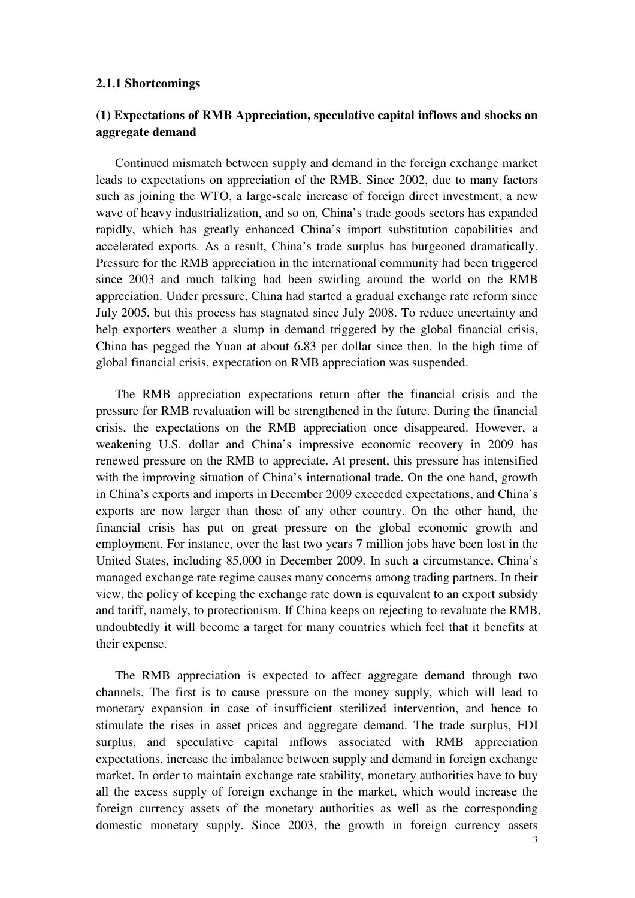#### 2.1.1 Shortcomings

**(1) Expectations of RMB Appreciation, speculative capital inflows and shocks on aggregate demand**

Continued mismatch between supply and demand in the foreign exchange market leads to expectations on appreciation of the RMB. Since 2002, due to many factors such as joining the WTO, a large-scale increase of foreign direct investment, a new wave of heavy industrialization, and so on, China's trade goods sectors has expanded rapidly, which has greatly enhanced China's import substitution capabilities and accelerated exports. As a result, China's trade surplus has burgeoned dramatically. Pressure for the RMB appreciation in the international community had been triggered since 2003 and much talking had been swirling around the world on the RMB appreciation. Under pressure, China had started a gradual exchange rate reform since July 2005, but this process has stagnated since July 2008. To reduce uncertainty and help exporters weather a slump in demand triggered by the global financial crisis, China has pegged the Yuan at about 6.83 per dollar since then. In the high time of global financial crisis, expectation on RMB appreciation was suspended.

The RMB appreciation expectations return after the financial crisis and the pressure for RMB revaluation will be strengthened in the future. During the financial crisis, the expectations on the RMB appreciation once disappeared. However, a weakening U.S. dollar and China's impressive economic recovery in 2009 has renewed pressure on the RMB to appreciate. At present, this pressure has intensified with the improving situation of China's international trade. On the one hand, growth in China's exports and imports in December 2009 exceeded expectations, and China's exports are now larger than those of any other country. On the other hand, the financial crisis has put on great pressure on the global economic growth and employment. For instance, over the last two years 7 million jobs have been lost in the United States, including 85,000 in December 2009. In such a circumstance, China's managed exchange rate regime causes many concerns among trading partners. In their view, the policy of keeping the exchange rate down is equivalent to an export subsidy and tariff, namely, to protectionism. If China keeps on rejecting to revaluate the RMB, undoubtedly it will become a target for many countries which feel that it benefits at their expense.

The RMB appreciation is expected to affect aggregate demand through two channels. The first is to cause pressure on the money supply, which will lead to monetary expansion in case of insufficient sterilized intervention, and hence to stimulate the rises in asset prices and aggregate demand. The trade surplus, FDI surplus, and speculative capital inflows associated with RMB appreciation expectations, increase the imbalance between supply and demand in foreign exchange market. In order to maintain exchange rate stability, monetary authorities have to buy all the excess supply of foreign exchange in the market, which would increase the foreign currency assets of the monetary authorities as well as the corresponding domestic monetary supply. Since 2003, the growth in foreign currency assets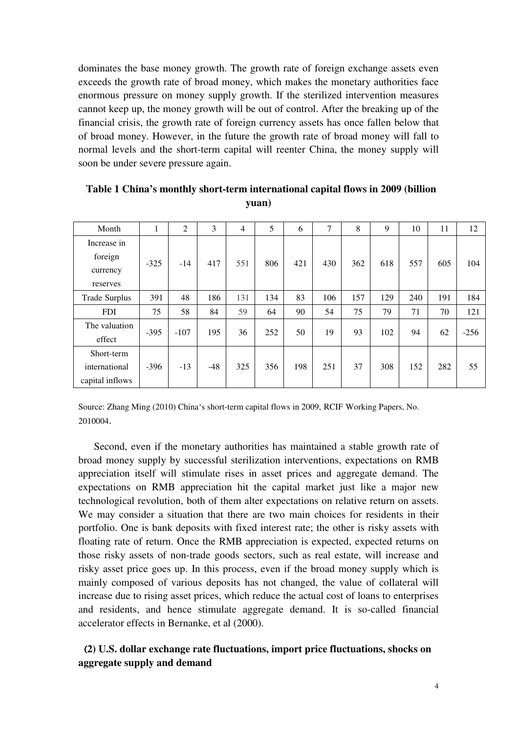dominates the base money growth. The growth rate of foreign exchange assets even exceeds the growth rate of broad money, which makes the monetary authorities face enormous pressure on money supply growth. If the sterilized intervention measures cannot keep up, the money growth will be out of control. After the breaking up of the financial crisis, the growth rate of foreign currency assets has once fallen below that of broad money. However, in the future the growth rate of broad money will fall to normal levels and the short-term capital will reenter China, the money supply will soon be under severe pressure again.

**Table 1 China's monthly short-term international capital flows in 2009 (billion yuan)**

| Month | 1 | 2 | 3 | 4 | 5 | 6 | 7 | 8 | 9 | 10 | 11 | 12 |
|---|---|---|---|---|---|---|---|---|---|---|---|---|
| Increase in foreign currency reserves | -325 | -14 | 417 | 551 | 806 | 421 | 430 | 362 | 618 | 557 | 605 | 104 |
| Trade Surplus | 391 | 48 | 186 | 131 | 134 | 83 | 106 | 157 | 129 | 240 | 191 | 184 |
| FDI | 75 | 58 | 84 | 59 | 64 | 90 | 54 | 75 | 79 | 71 | 70 | 121 |
| The valuation effect | -395 | -107 | 195 | 36 | 252 | 50 | 19 | 93 | 102 | 94 | 62 | -256 |
| Short-term international capital inflows | -396 | -13 | -48 | 325 | 356 | 198 | 251 | 37 | 308 | 152 | 282 | 55 |

Source: Zhang Ming (2010) China's short-term capital flows in 2009, RCIF Working Papers, No. 2010004.

Second, even if the monetary authorities has maintained a stable growth rate of broad money supply by successful sterilization interventions, expectations on RMB appreciation itself will stimulate rises in asset prices and aggregate demand. The expectations on RMB appreciation hit the capital market just like a major new technological revolution, both of them alter expectations on relative return on assets. We may consider a situation that there are two main choices for residents in their portfolio. One is bank deposits with fixed interest rate; the other is risky assets with floating rate of return. Once the RMB appreciation is expected, expected returns on those risky assets of non-trade goods sectors, such as real estate, will increase and risky asset price goes up. In this process, even if the broad money supply which is mainly composed of various deposits has not changed, the value of collateral will increase due to rising asset prices, which reduce the actual cost of loans to enterprises and residents, and hence stimulate aggregate demand. It is so-called financial accelerator effects in Bernanke, et al (2000).

### (2) U.S. dollar exchange rate fluctuations, import price fluctuations, shocks on aggregate supply and demand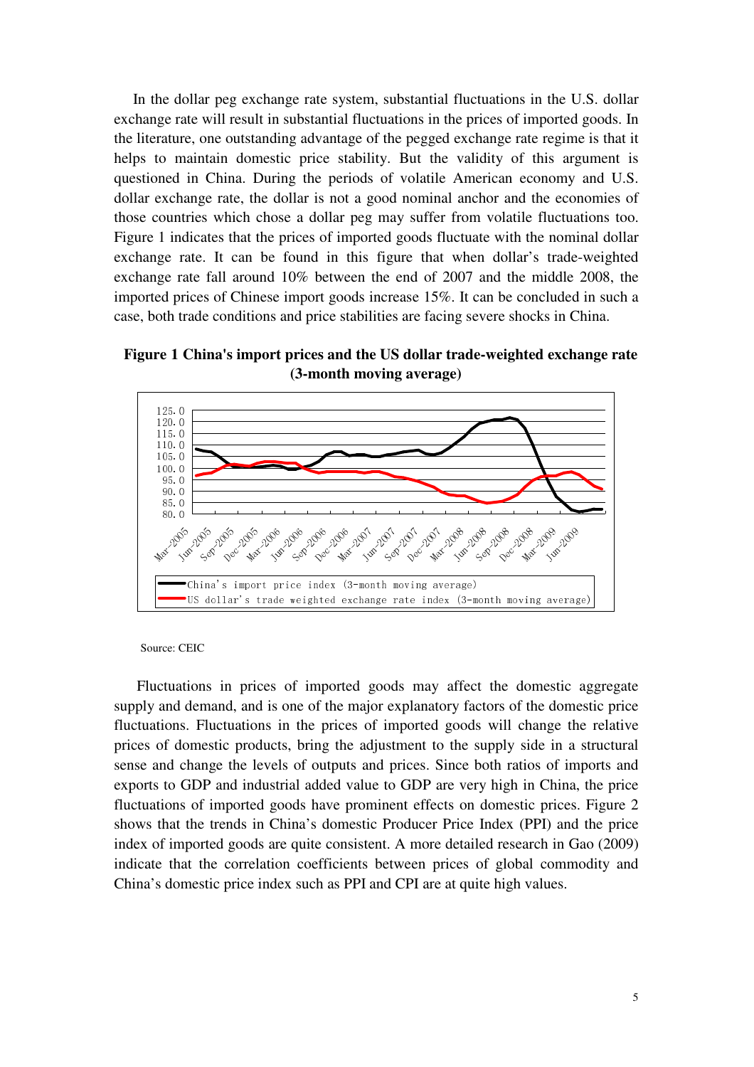In the dollar peg exchange rate system, substantial fluctuations in the U.S. dollar exchange rate will result in substantial fluctuations in the prices of imported goods. In the literature, one outstanding advantage of the pegged exchange rate regime is that it helps to maintain domestic price stability. But the validity of this argument is questioned in China. During the periods of volatile American economy and U.S. dollar exchange rate, the dollar is not a good nominal anchor and the economies of those countries which chose a dollar peg may suffer from volatile fluctuations too. Figure 1 indicates that the prices of imported goods fluctuate with the nominal dollar exchange rate. It can be found in this figure that when dollar's trade-weighted exchange rate fall around 10% between the end of 2007 and the middle 2008, the imported prices of Chinese import goods increase 15%. It can be concluded in such a case, both trade conditions and price stabilities are facing severe shocks in China.

**Figure 1 China's import prices and the US dollar trade-weighted exchange rate (3-month moving average)**

Source: CEIC

Fluctuations in prices of imported goods may affect the domestic aggregate supply and demand, and is one of the major explanatory factors of the domestic price fluctuations. Fluctuations in the prices of imported goods will change the relative prices of domestic products, bring the adjustment to the supply side in a structural sense and change the levels of outputs and prices. Since both ratios of imports and exports to GDP and industrial added value to GDP are very high in China, the price fluctuations of imported goods have prominent effects on domestic prices. Figure 2 shows that the trends in China's domestic Producer Price Index (PPI) and the price index of imported goods are quite consistent. A more detailed research in Gao (2009) indicate that the correlation coefficients between prices of global commodity and China's domestic price index such as PPI and CPI are at quite high values.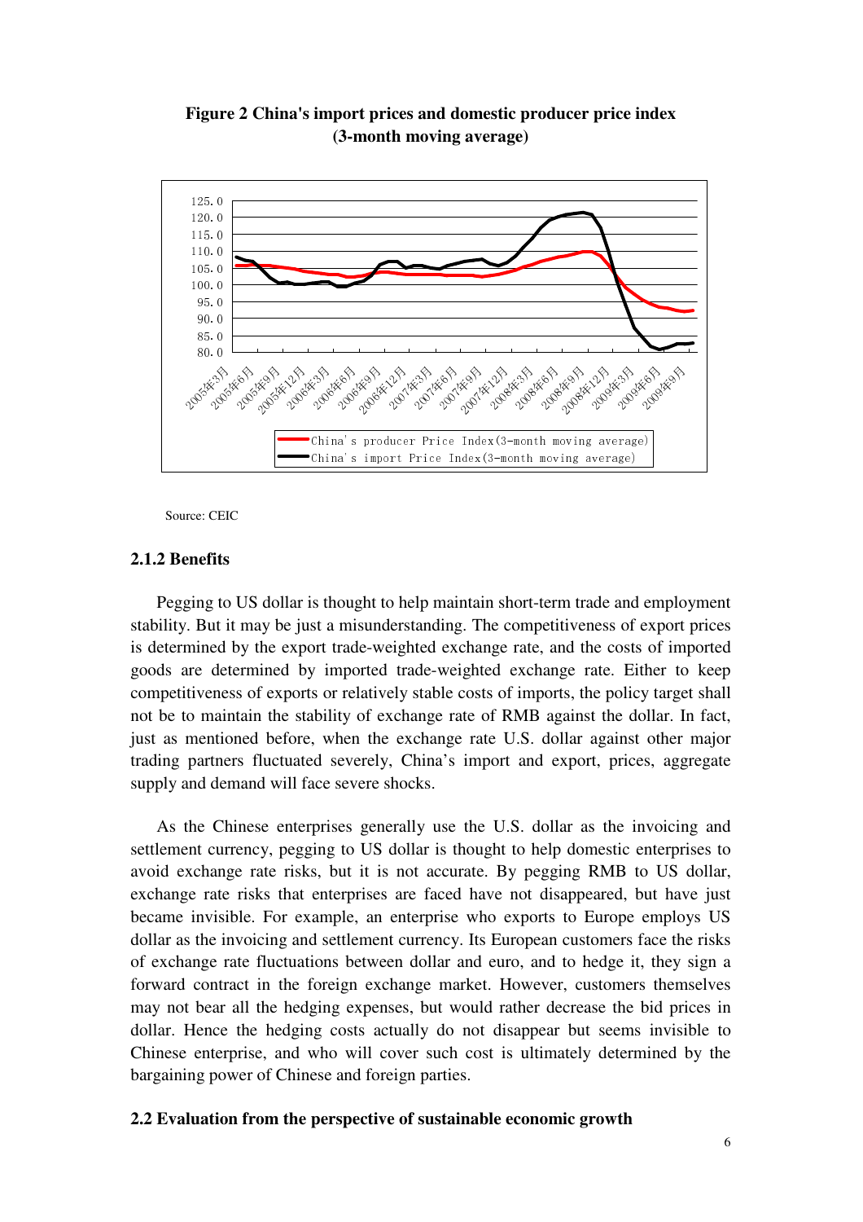**Figure 2 China's import prices and domestic producer price index (3-month moving average)**

Source: CEIC

### 2.1.2 Benefits

Pegging to US dollar is thought to help maintain short-term trade and employment stability. But it may be just a misunderstanding. The competitiveness of export prices is determined by the export trade-weighted exchange rate, and the costs of imported goods are determined by imported trade-weighted exchange rate. Either to keep competitiveness of exports or relatively stable costs of imports, the policy target shall not be to maintain the stability of exchange rate of RMB against the dollar. In fact, just as mentioned before, when the exchange rate U.S. dollar against other major trading partners fluctuated severely, China's import and export, prices, aggregate supply and demand will face severe shocks.

As the Chinese enterprises generally use the U.S. dollar as the invoicing and settlement currency, pegging to US dollar is thought to help domestic enterprises to avoid exchange rate risks, but it is not accurate. By pegging RMB to US dollar, exchange rate risks that enterprises are faced have not disappeared, but have just became invisible. For example, an enterprise who exports to Europe employs US dollar as the invoicing and settlement currency. Its European customers face the risks of exchange rate fluctuations between dollar and euro, and to hedge it, they sign a forward contract in the foreign exchange market. However, customers themselves may not bear all the hedging expenses, but would rather decrease the bid prices in dollar. Hence the hedging costs actually do not disappear but seems invisible to Chinese enterprise, and who will cover such cost is ultimately determined by the bargaining power of Chinese and foreign parties.

## 2.2 Evaluation from the perspective of sustainable economic growth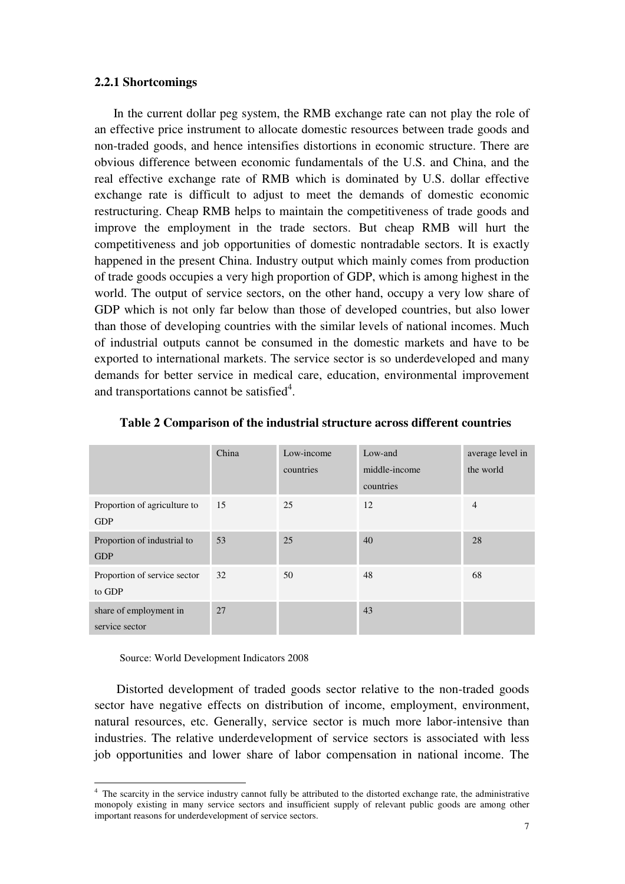### 2.2.1 Shortcomings

In the current dollar peg system, the RMB exchange rate can not play the role of an effective price instrument to allocate domestic resources between trade goods and non-traded goods, and hence intensifies distortions in economic structure. There are obvious difference between economic fundamentals of the U.S. and China, and the real effective exchange rate of RMB which is dominated by U.S. dollar effective exchange rate is difficult to adjust to meet the demands of domestic economic restructuring. Cheap RMB helps to maintain the competitiveness of trade goods and improve the employment in the trade sectors. But cheap RMB will hurt the competitiveness and job opportunities of domestic nontradable sectors. It is exactly happened in the present China. Industry output which mainly comes from production of trade goods occupies a very high proportion of GDP, which is among highest in the world. The output of service sectors, on the other hand, occupy a very low share of GDP which is not only far below than those of developed countries, but also lower than those of developing countries with the similar levels of national incomes. Much of industrial outputs cannot be consumed in the domestic markets and have to be exported to international markets. The service sector is so underdeveloped and many demands for better service in medical care, education, environmental improvement and transportations cannot be satisfied[4].

**Table 2 Comparison of the industrial structure across different countries**

| | China | Low-income countries | Low-and middle-income countries | average level in the world |
|---|---|---|---|---|
| Proportion of agriculture to GDP | 15 | 25 | 12 | 4 |
| Proportion of industrial to GDP | 53 | 25 | 40 | 28 |
| Proportion of service sector to GDP | 32 | 50 | 48 | 68 |
| share of employment in service sector | 27 | | 43 | |

Source: World Development Indicators 2008

Distorted development of traded goods sector relative to the non-traded goods sector have negative effects on distribution of income, employment, environment, natural resources, etc. Generally, service sector is much more labor-intensive than industries. The relative underdevelopment of service sectors is associated with less job opportunities and lower share of labor compensation in national income. The

[4] The scarcity in the service industry cannot fully be attributed to the distorted exchange rate, the administrative monopoly existing in many service sectors and insufficient supply of relevant public goods are among other important reasons for underdevelopment of service sectors.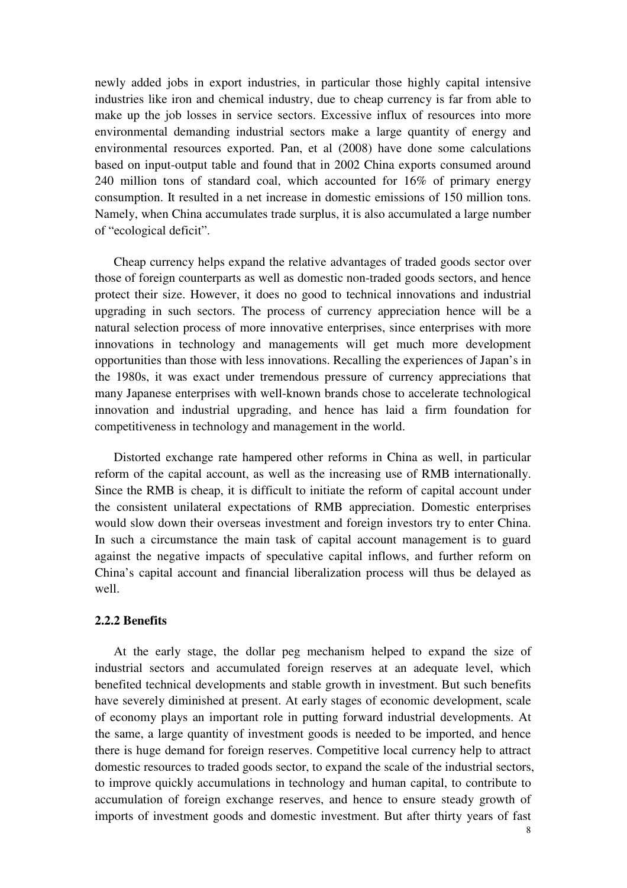newly added jobs in export industries, in particular those highly capital intensive industries like iron and chemical industry, due to cheap currency is far from able to make up the job losses in service sectors. Excessive influx of resources into more environmental demanding industrial sectors make a large quantity of energy and environmental resources exported. Pan, et al (2008) have done some calculations based on input-output table and found that in 2002 China exports consumed around 240 million tons of standard coal, which accounted for 16% of primary energy consumption. It resulted in a net increase in domestic emissions of 150 million tons. Namely, when China accumulates trade surplus, it is also accumulated a large number of "ecological deficit".

Cheap currency helps expand the relative advantages of traded goods sector over those of foreign counterparts as well as domestic non-traded goods sectors, and hence protect their size. However, it does no good to technical innovations and industrial upgrading in such sectors. The process of currency appreciation hence will be a natural selection process of more innovative enterprises, since enterprises with more innovations in technology and managements will get much more development opportunities than those with less innovations. Recalling the experiences of Japan's in the 1980s, it was exact under tremendous pressure of currency appreciations that many Japanese enterprises with well-known brands chose to accelerate technological innovation and industrial upgrading, and hence has laid a firm foundation for competitiveness in technology and management in the world.

Distorted exchange rate hampered other reforms in China as well, in particular reform of the capital account, as well as the increasing use of RMB internationally. Since the RMB is cheap, it is difficult to initiate the reform of capital account under the consistent unilateral expectations of RMB appreciation. Domestic enterprises would slow down their overseas investment and foreign investors try to enter China. In such a circumstance the main task of capital account management is to guard against the negative impacts of speculative capital inflows, and further reform on China's capital account and financial liberalization process will thus be delayed as well.

### 2.2.2 Benefits

At the early stage, the dollar peg mechanism helped to expand the size of industrial sectors and accumulated foreign reserves at an adequate level, which benefited technical developments and stable growth in investment. But such benefits have severely diminished at present. At early stages of economic development, scale of economy plays an important role in putting forward industrial developments. At the same, a large quantity of investment goods is needed to be imported, and hence there is huge demand for foreign reserves. Competitive local currency help to attract domestic resources to traded goods sector, to expand the scale of the industrial sectors, to improve quickly accumulations in technology and human capital, to contribute to accumulation of foreign exchange reserves, and hence to ensure steady growth of imports of investment goods and domestic investment. But after thirty years of fast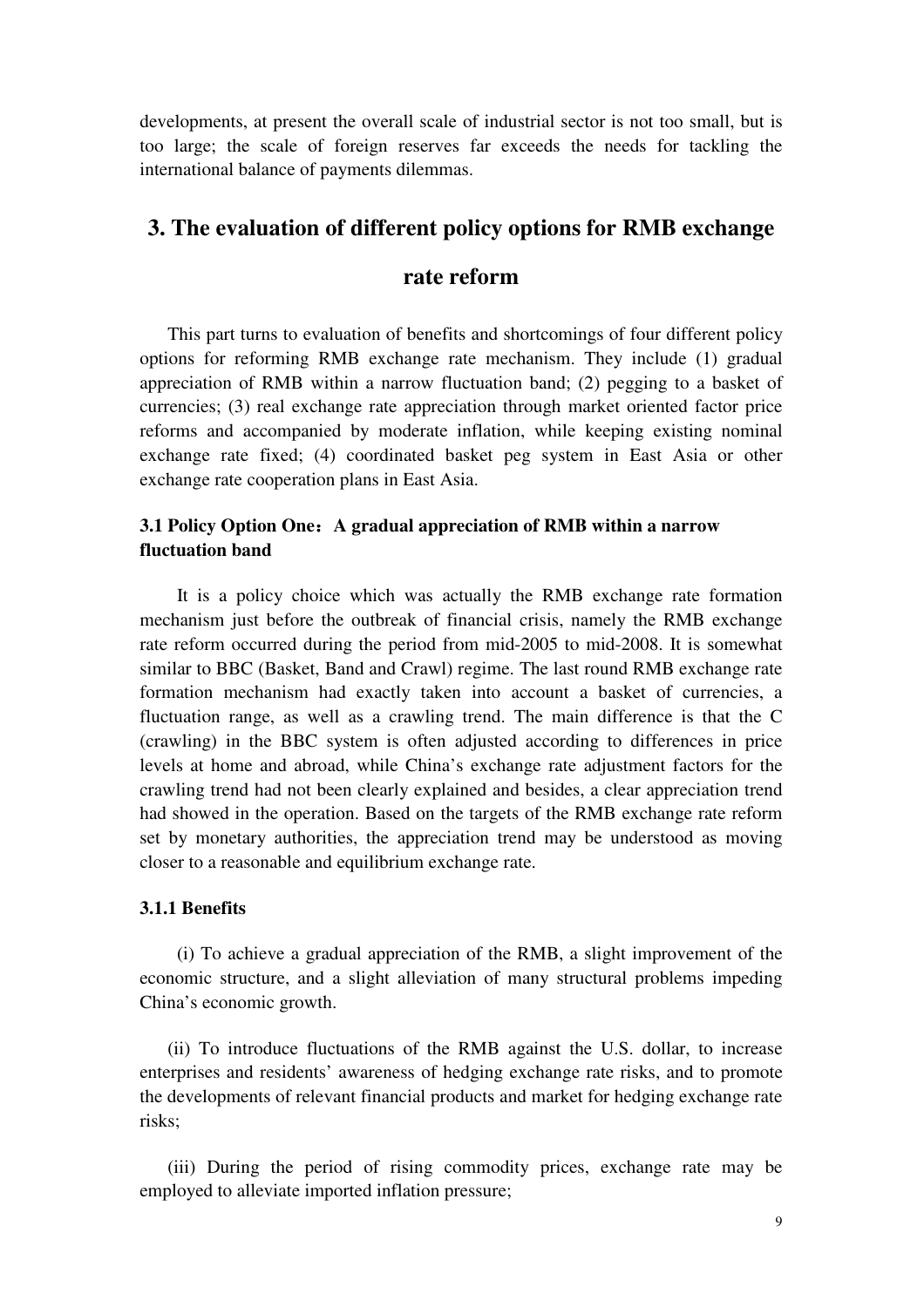developments, at present the overall scale of industrial sector is not too small, but is too large; the scale of foreign reserves far exceeds the needs for tackling the international balance of payments dilemmas.

# 3. The evaluation of different policy options for RMB exchange rate reform

This part turns to evaluation of benefits and shortcomings of four different policy options for reforming RMB exchange rate mechanism. They include (1) gradual appreciation of RMB within a narrow fluctuation band; (2) pegging to a basket of currencies; (3) real exchange rate appreciation through market oriented factor price reforms and accompanied by moderate inflation, while keeping existing nominal exchange rate fixed; (4) coordinated basket peg system in East Asia or other exchange rate cooperation plans in East Asia.

## 3.1 Policy Option One：A gradual appreciation of RMB within a narrow fluctuation band

It is a policy choice which was actually the RMB exchange rate formation mechanism just before the outbreak of financial crisis, namely the RMB exchange rate reform occurred during the period from mid-2005 to mid-2008. It is somewhat similar to BBC (Basket, Band and Crawl) regime. The last round RMB exchange rate formation mechanism had exactly taken into account a basket of currencies, a fluctuation range, as well as a crawling trend. The main difference is that the C (crawling) in the BBC system is often adjusted according to differences in price levels at home and abroad, while China's exchange rate adjustment factors for the crawling trend had not been clearly explained and besides, a clear appreciation trend had showed in the operation. Based on the targets of the RMB exchange rate reform set by monetary authorities, the appreciation trend may be understood as moving closer to a reasonable and equilibrium exchange rate.

### 3.1.1 Benefits

(i) To achieve a gradual appreciation of the RMB, a slight improvement of the economic structure, and a slight alleviation of many structural problems impeding China's economic growth.

(ii) To introduce fluctuations of the RMB against the U.S. dollar, to increase enterprises and residents' awareness of hedging exchange rate risks, and to promote the developments of relevant financial products and market for hedging exchange rate risks;

(iii) During the period of rising commodity prices, exchange rate may be employed to alleviate imported inflation pressure;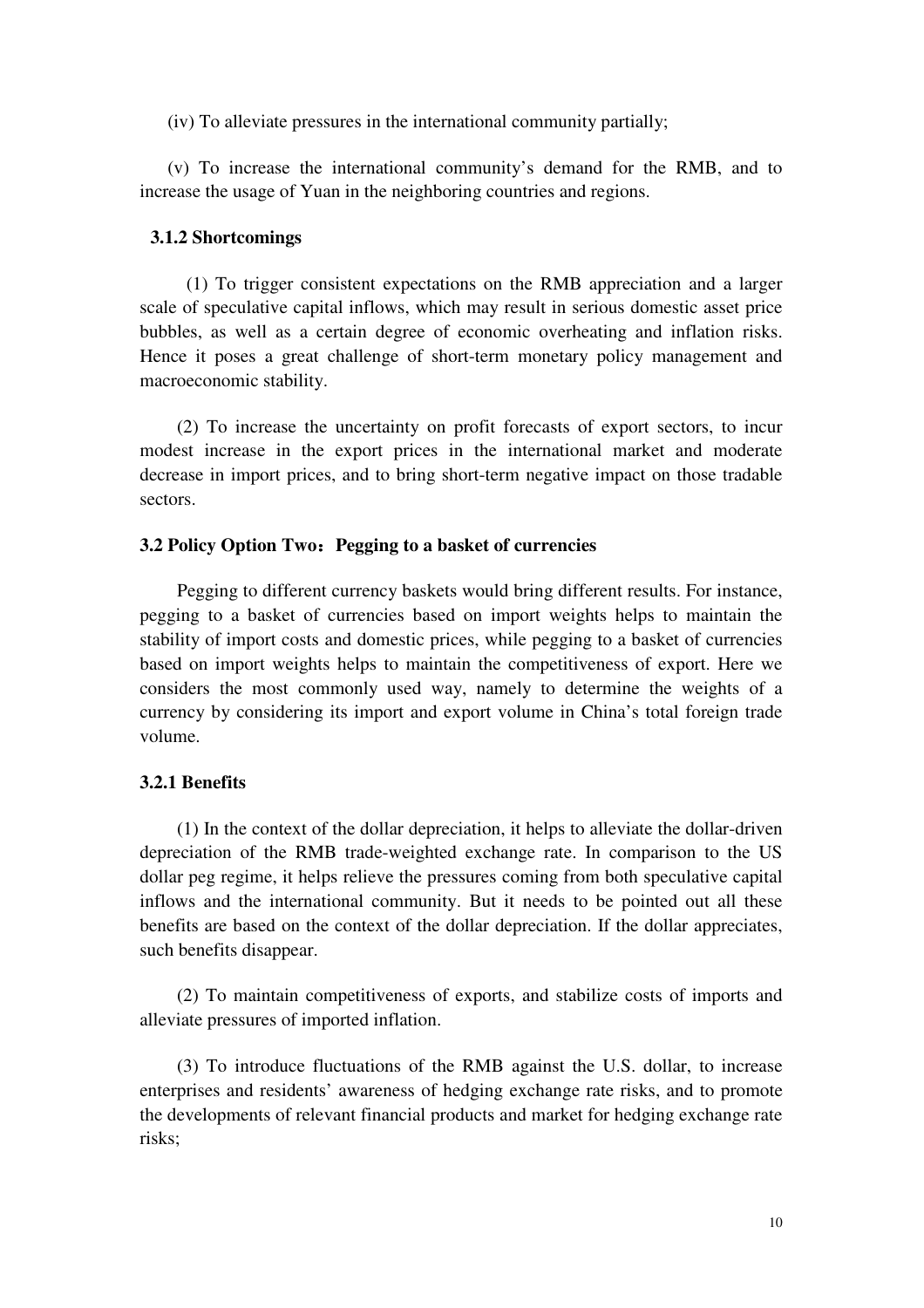(iv) To alleviate pressures in the international community partially;

(v) To increase the international community's demand for the RMB, and to increase the usage of Yuan in the neighboring countries and regions.

### 3.1.2 Shortcomings

(1) To trigger consistent expectations on the RMB appreciation and a larger scale of speculative capital inflows, which may result in serious domestic asset price bubbles, as well as a certain degree of economic overheating and inflation risks. Hence it poses a great challenge of short-term monetary policy management and macroeconomic stability.

(2) To increase the uncertainty on profit forecasts of export sectors, to incur modest increase in the export prices in the international market and moderate decrease in import prices, and to bring short-term negative impact on those tradable sectors.

### 3.2 Policy Option Two：Pegging to a basket of currencies

Pegging to different currency baskets would bring different results. For instance, pegging to a basket of currencies based on import weights helps to maintain the stability of import costs and domestic prices, while pegging to a basket of currencies based on import weights helps to maintain the competitiveness of export. Here we considers the most commonly used way, namely to determine the weights of a currency by considering its import and export volume in China's total foreign trade volume.

### 3.2.1 Benefits

(1) In the context of the dollar depreciation, it helps to alleviate the dollar-driven depreciation of the RMB trade-weighted exchange rate. In comparison to the US dollar peg regime, it helps relieve the pressures coming from both speculative capital inflows and the international community. But it needs to be pointed out all these benefits are based on the context of the dollar depreciation. If the dollar appreciates, such benefits disappear.

(2) To maintain competitiveness of exports, and stabilize costs of imports and alleviate pressures of imported inflation.

(3) To introduce fluctuations of the RMB against the U.S. dollar, to increase enterprises and residents' awareness of hedging exchange rate risks, and to promote the developments of relevant financial products and market for hedging exchange rate risks;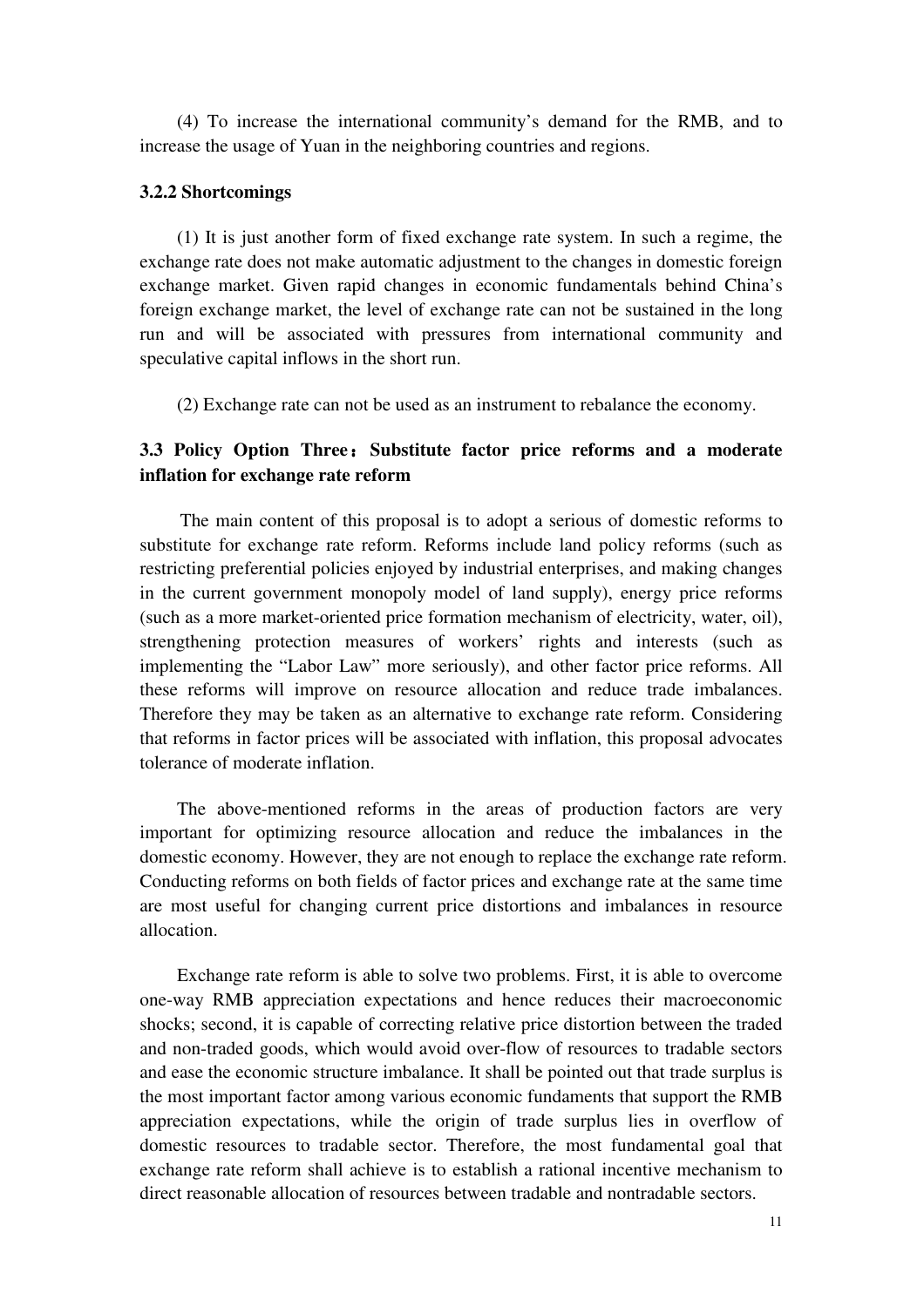(4) To increase the international community's demand for the RMB, and to increase the usage of Yuan in the neighboring countries and regions.

### 3.2.2 Shortcomings

(1) It is just another form of fixed exchange rate system. In such a regime, the exchange rate does not make automatic adjustment to the changes in domestic foreign exchange market. Given rapid changes in economic fundamentals behind China's foreign exchange market, the level of exchange rate can not be sustained in the long run and will be associated with pressures from international community and speculative capital inflows in the short run.

(2) Exchange rate can not be used as an instrument to rebalance the economy.

## 3.3 Policy Option Three：Substitute factor price reforms and a moderate inflation for exchange rate reform

The main content of this proposal is to adopt a serious of domestic reforms to substitute for exchange rate reform. Reforms include land policy reforms (such as restricting preferential policies enjoyed by industrial enterprises, and making changes in the current government monopoly model of land supply), energy price reforms (such as a more market-oriented price formation mechanism of electricity, water, oil), strengthening protection measures of workers' rights and interests (such as implementing the "Labor Law" more seriously), and other factor price reforms. All these reforms will improve on resource allocation and reduce trade imbalances. Therefore they may be taken as an alternative to exchange rate reform. Considering that reforms in factor prices will be associated with inflation, this proposal advocates tolerance of moderate inflation.

The above-mentioned reforms in the areas of production factors are very important for optimizing resource allocation and reduce the imbalances in the domestic economy. However, they are not enough to replace the exchange rate reform. Conducting reforms on both fields of factor prices and exchange rate at the same time are most useful for changing current price distortions and imbalances in resource allocation.

Exchange rate reform is able to solve two problems. First, it is able to overcome one-way RMB appreciation expectations and hence reduces their macroeconomic shocks; second, it is capable of correcting relative price distortion between the traded and non-traded goods, which would avoid over-flow of resources to tradable sectors and ease the economic structure imbalance. It shall be pointed out that trade surplus is the most important factor among various economic fundaments that support the RMB appreciation expectations, while the origin of trade surplus lies in overflow of domestic resources to tradable sector. Therefore, the most fundamental goal that exchange rate reform shall achieve is to establish a rational incentive mechanism to direct reasonable allocation of resources between tradable and nontradable sectors.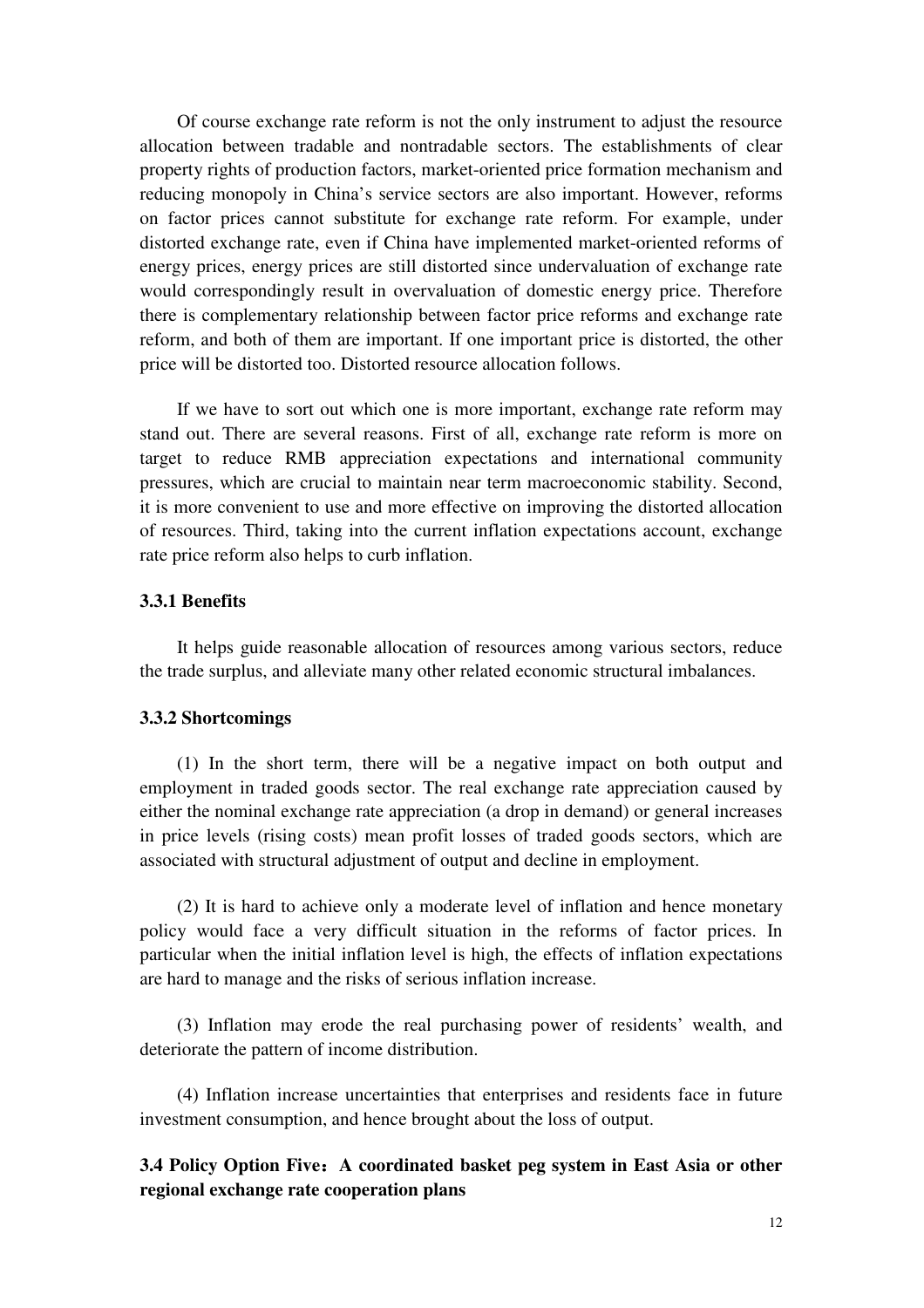Of course exchange rate reform is not the only instrument to adjust the resource allocation between tradable and nontradable sectors. The establishments of clear property rights of production factors, market-oriented price formation mechanism and reducing monopoly in China's service sectors are also important. However, reforms on factor prices cannot substitute for exchange rate reform. For example, under distorted exchange rate, even if China have implemented market-oriented reforms of energy prices, energy prices are still distorted since undervaluation of exchange rate would correspondingly result in overvaluation of domestic energy price. Therefore there is complementary relationship between factor price reforms and exchange rate reform, and both of them are important. If one important price is distorted, the other price will be distorted too. Distorted resource allocation follows.

If we have to sort out which one is more important, exchange rate reform may stand out. There are several reasons. First of all, exchange rate reform is more on target to reduce RMB appreciation expectations and international community pressures, which are crucial to maintain near term macroeconomic stability. Second, it is more convenient to use and more effective on improving the distorted allocation of resources. Third, taking into the current inflation expectations account, exchange rate price reform also helps to curb inflation.

### 3.3.1 Benefits

It helps guide reasonable allocation of resources among various sectors, reduce the trade surplus, and alleviate many other related economic structural imbalances.

### 3.3.2 Shortcomings

(1) In the short term, there will be a negative impact on both output and employment in traded goods sector. The real exchange rate appreciation caused by either the nominal exchange rate appreciation (a drop in demand) or general increases in price levels (rising costs) mean profit losses of traded goods sectors, which are associated with structural adjustment of output and decline in employment.

(2) It is hard to achieve only a moderate level of inflation and hence monetary policy would face a very difficult situation in the reforms of factor prices. In particular when the initial inflation level is high, the effects of inflation expectations are hard to manage and the risks of serious inflation increase.

(3) Inflation may erode the real purchasing power of residents' wealth, and deteriorate the pattern of income distribution.

(4) Inflation increase uncertainties that enterprises and residents face in future investment consumption, and hence brought about the loss of output.

## 3.4 Policy Option Five：A coordinated basket peg system in East Asia or other regional exchange rate cooperation plans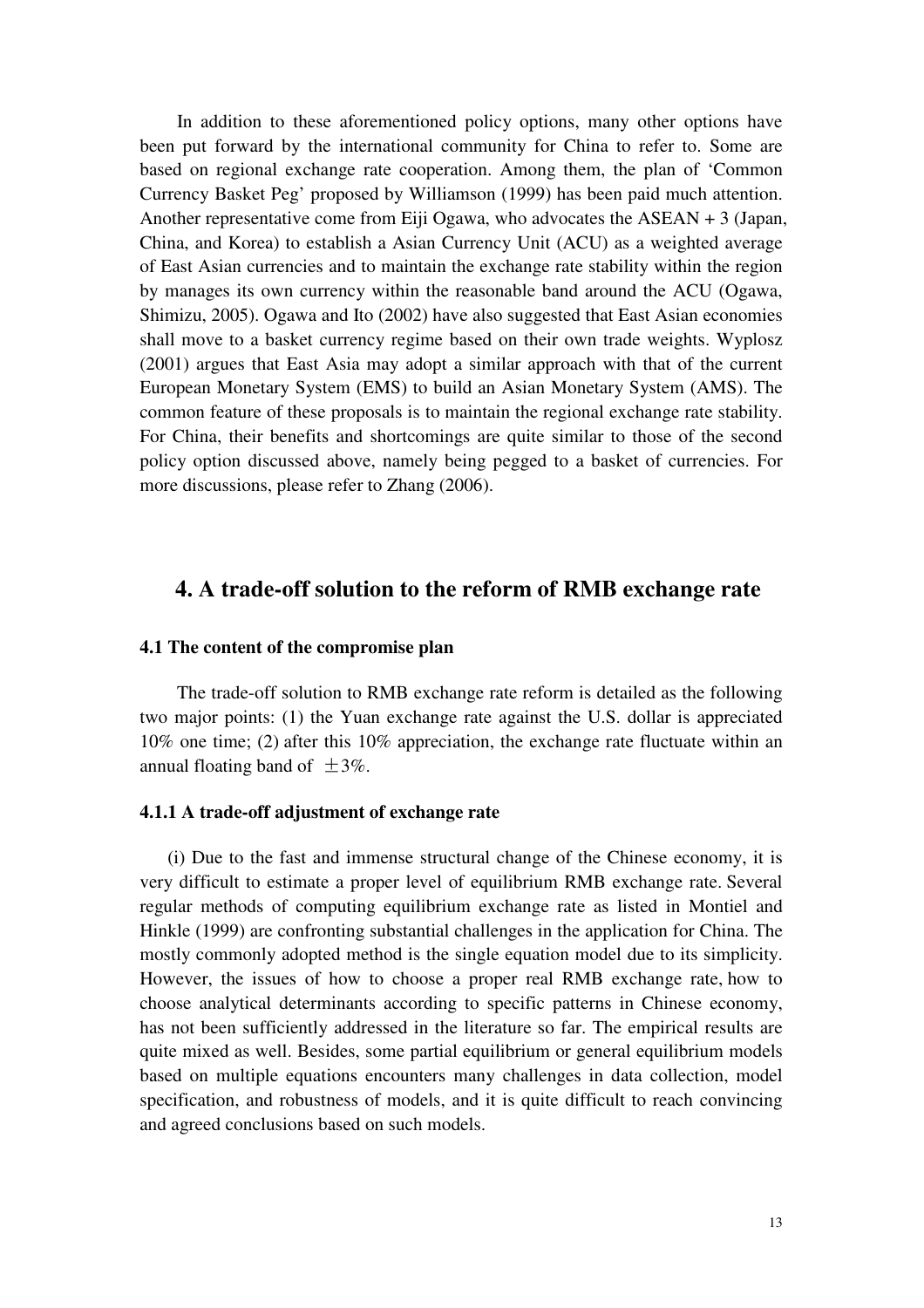In addition to these aforementioned policy options, many other options have been put forward by the international community for China to refer to. Some are based on regional exchange rate cooperation. Among them, the plan of 'Common Currency Basket Peg' proposed by Williamson (1999) has been paid much attention. Another representative come from Eiji Ogawa, who advocates the ASEAN + 3 (Japan, China, and Korea) to establish a Asian Currency Unit (ACU) as a weighted average of East Asian currencies and to maintain the exchange rate stability within the region by manages its own currency within the reasonable band around the ACU (Ogawa, Shimizu, 2005). Ogawa and Ito (2002) have also suggested that East Asian economies shall move to a basket currency regime based on their own trade weights. Wyplosz (2001) argues that East Asia may adopt a similar approach with that of the current European Monetary System (EMS) to build an Asian Monetary System (AMS). The common feature of these proposals is to maintain the regional exchange rate stability. For China, their benefits and shortcomings are quite similar to those of the second policy option discussed above, namely being pegged to a basket of currencies. For more discussions, please refer to Zhang (2006).

## 4. A trade-off solution to the reform of RMB exchange rate

### 4.1 The content of the compromise plan

The trade-off solution to RMB exchange rate reform is detailed as the following two major points: (1) the Yuan exchange rate against the U.S. dollar is appreciated 10% one time; (2) after this 10% appreciation, the exchange rate fluctuate within an annual floating band of ±3%.

#### 4.1.1 A trade-off adjustment of exchange rate

(i) Due to the fast and immense structural change of the Chinese economy, it is very difficult to estimate a proper level of equilibrium RMB exchange rate. Several regular methods of computing equilibrium exchange rate as listed in Montiel and Hinkle (1999) are confronting substantial challenges in the application for China. The mostly commonly adopted method is the single equation model due to its simplicity. However, the issues of how to choose a proper real RMB exchange rate, how to choose analytical determinants according to specific patterns in Chinese economy, has not been sufficiently addressed in the literature so far. The empirical results are quite mixed as well. Besides, some partial equilibrium or general equilibrium models based on multiple equations encounters many challenges in data collection, model specification, and robustness of models, and it is quite difficult to reach convincing and agreed conclusions based on such models.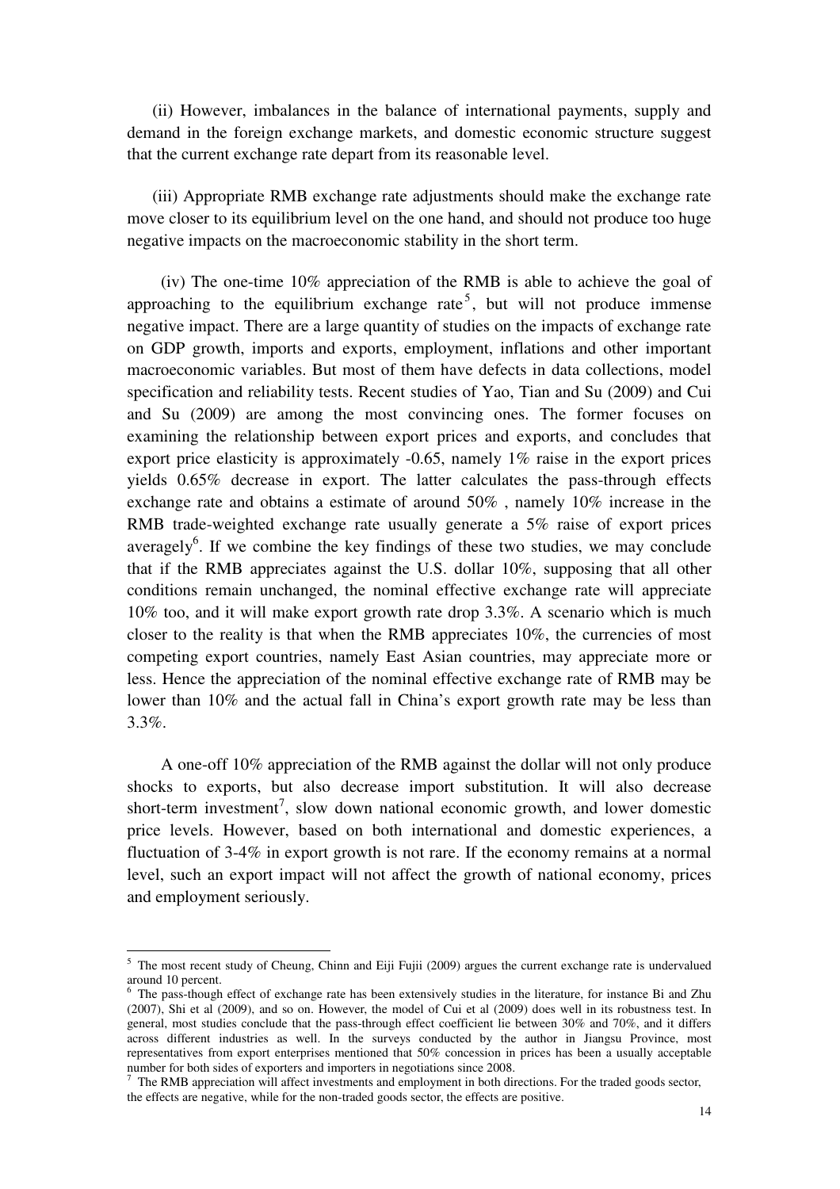(ii) However, imbalances in the balance of international payments, supply and demand in the foreign exchange markets, and domestic economic structure suggest that the current exchange rate depart from its reasonable level.

(iii) Appropriate RMB exchange rate adjustments should make the exchange rate move closer to its equilibrium level on the one hand, and should not produce too huge negative impacts on the macroeconomic stability in the short term.

(iv) The one-time 10% appreciation of the RMB is able to achieve the goal of approaching to the equilibrium exchange rate[5], but will not produce immense negative impact. There are a large quantity of studies on the impacts of exchange rate on GDP growth, imports and exports, employment, inflations and other important macroeconomic variables. But most of them have defects in data collections, model specification and reliability tests. Recent studies of Yao, Tian and Su (2009) and Cui and Su (2009) are among the most convincing ones. The former focuses on examining the relationship between export prices and exports, and concludes that export price elasticity is approximately -0.65, namely 1% raise in the export prices yields 0.65% decrease in export. The latter calculates the pass-through effects exchange rate and obtains a estimate of around 50% , namely 10% increase in the RMB trade-weighted exchange rate usually generate a 5% raise of export prices averagely[6]. If we combine the key findings of these two studies, we may conclude that if the RMB appreciates against the U.S. dollar 10%, supposing that all other conditions remain unchanged, the nominal effective exchange rate will appreciate 10% too, and it will make export growth rate drop 3.3%. A scenario which is much closer to the reality is that when the RMB appreciates 10%, the currencies of most competing export countries, namely East Asian countries, may appreciate more or less. Hence the appreciation of the nominal effective exchange rate of RMB may be lower than 10% and the actual fall in China's export growth rate may be less than 3.3%.

A one-off 10% appreciation of the RMB against the dollar will not only produce shocks to exports, but also decrease import substitution. It will also decrease short-term investment[7], slow down national economic growth, and lower domestic price levels. However, based on both international and domestic experiences, a fluctuation of 3-4% in export growth is not rare. If the economy remains at a normal level, such an export impact will not affect the growth of national economy, prices and employment seriously.

---

[5] The most recent study of Cheung, Chinn and Eiji Fujii (2009) argues the current exchange rate is undervalued around 10 percent.

[6] The pass-though effect of exchange rate has been extensively studies in the literature, for instance Bi and Zhu (2007), Shi et al (2009), and so on. However, the model of Cui et al (2009) does well in its robustness test. In general, most studies conclude that the pass-through effect coefficient lie between 30% and 70%, and it differs across different industries as well. In the surveys conducted by the author in Jiangsu Province, most representatives from export enterprises mentioned that 50% concession in prices has been a usually acceptable number for both sides of exporters and importers in negotiations since 2008.

[7] The RMB appreciation will affect investments and employment in both directions. For the traded goods sector, the effects are negative, while for the non-traded goods sector, the effects are positive.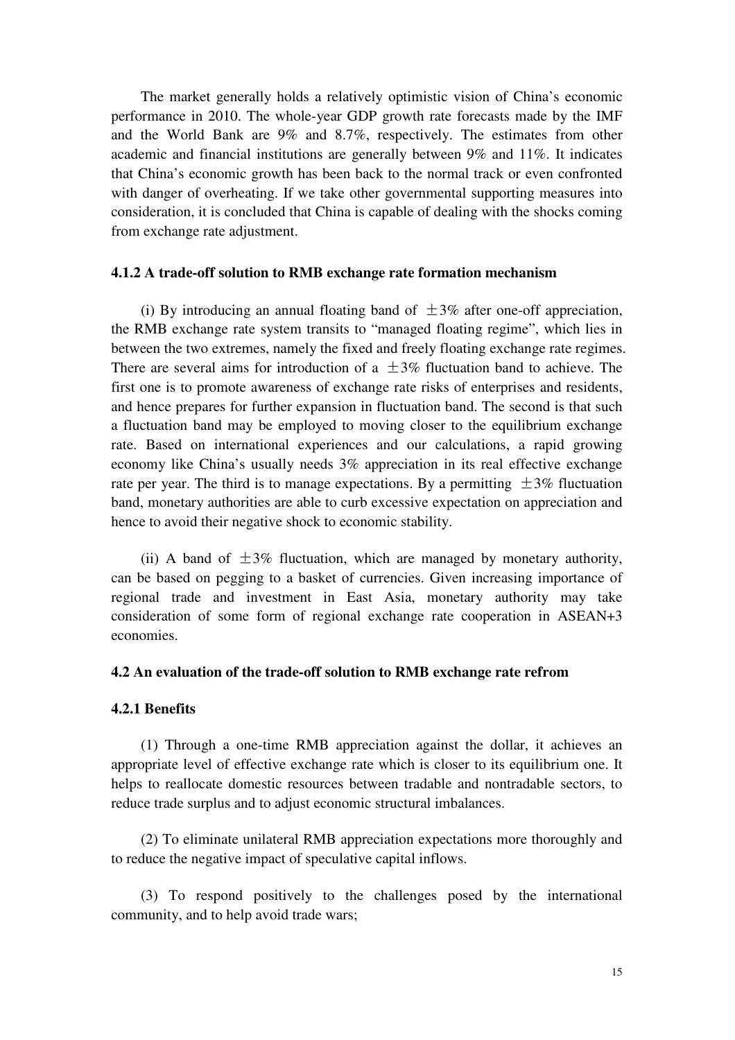The market generally holds a relatively optimistic vision of China's economic performance in 2010. The whole-year GDP growth rate forecasts made by the IMF and the World Bank are 9% and 8.7%, respectively. The estimates from other academic and financial institutions are generally between 9% and 11%. It indicates that China's economic growth has been back to the normal track or even confronted with danger of overheating. If we take other governmental supporting measures into consideration, it is concluded that China is capable of dealing with the shocks coming from exchange rate adjustment.

#### 4.1.2 A trade-off solution to RMB exchange rate formation mechanism

(i) By introducing an annual floating band of ±3% after one-off appreciation, the RMB exchange rate system transits to "managed floating regime", which lies in between the two extremes, namely the fixed and freely floating exchange rate regimes. There are several aims for introduction of a ±3% fluctuation band to achieve. The first one is to promote awareness of exchange rate risks of enterprises and residents, and hence prepares for further expansion in fluctuation band. The second is that such a fluctuation band may be employed to moving closer to the equilibrium exchange rate. Based on international experiences and our calculations, a rapid growing economy like China's usually needs 3% appreciation in its real effective exchange rate per year. The third is to manage expectations. By a permitting ±3% fluctuation band, monetary authorities are able to curb excessive expectation on appreciation and hence to avoid their negative shock to economic stability.

(ii) A band of ±3% fluctuation, which are managed by monetary authority, can be based on pegging to a basket of currencies. Given increasing importance of regional trade and investment in East Asia, monetary authority may take consideration of some form of regional exchange rate cooperation in ASEAN+3 economies.

### 4.2 An evaluation of the trade-off solution to RMB exchange rate refrom

#### 4.2.1 Benefits

(1) Through a one-time RMB appreciation against the dollar, it achieves an appropriate level of effective exchange rate which is closer to its equilibrium one. It helps to reallocate domestic resources between tradable and nontradable sectors, to reduce trade surplus and to adjust economic structural imbalances.

(2) To eliminate unilateral RMB appreciation expectations more thoroughly and to reduce the negative impact of speculative capital inflows.

(3) To respond positively to the challenges posed by the international community, and to help avoid trade wars;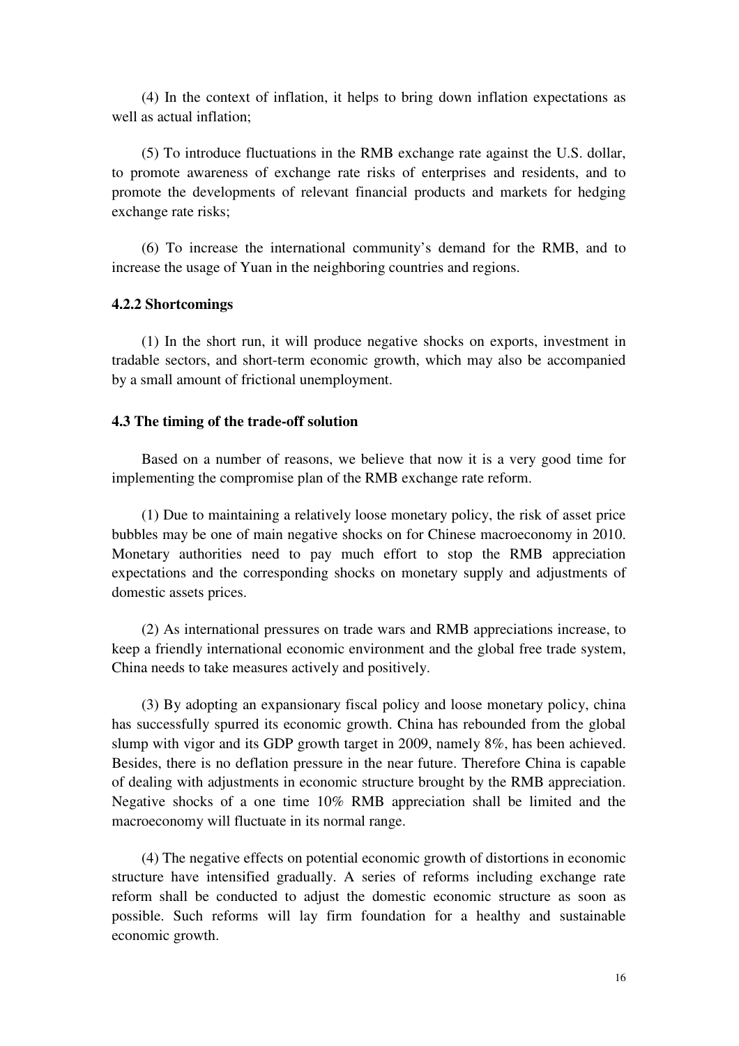(4) In the context of inflation, it helps to bring down inflation expectations as well as actual inflation;

(5) To introduce fluctuations in the RMB exchange rate against the U.S. dollar, to promote awareness of exchange rate risks of enterprises and residents, and to promote the developments of relevant financial products and markets for hedging exchange rate risks;

(6) To increase the international community's demand for the RMB, and to increase the usage of Yuan in the neighboring countries and regions.

#### 4.2.2 Shortcomings

(1) In the short run, it will produce negative shocks on exports, investment in tradable sectors, and short-term economic growth, which may also be accompanied by a small amount of frictional unemployment.

### 4.3 The timing of the trade-off solution

Based on a number of reasons, we believe that now it is a very good time for implementing the compromise plan of the RMB exchange rate reform.

(1) Due to maintaining a relatively loose monetary policy, the risk of asset price bubbles may be one of main negative shocks on for Chinese macroeconomy in 2010. Monetary authorities need to pay much effort to stop the RMB appreciation expectations and the corresponding shocks on monetary supply and adjustments of domestic assets prices.

(2) As international pressures on trade wars and RMB appreciations increase, to keep a friendly international economic environment and the global free trade system, China needs to take measures actively and positively.

(3) By adopting an expansionary fiscal policy and loose monetary policy, china has successfully spurred its economic growth. China has rebounded from the global slump with vigor and its GDP growth target in 2009, namely 8%, has been achieved. Besides, there is no deflation pressure in the near future. Therefore China is capable of dealing with adjustments in economic structure brought by the RMB appreciation. Negative shocks of a one time 10% RMB appreciation shall be limited and the macroeconomy will fluctuate in its normal range.

(4) The negative effects on potential economic growth of distortions in economic structure have intensified gradually. A series of reforms including exchange rate reform shall be conducted to adjust the domestic economic structure as soon as possible. Such reforms will lay firm foundation for a healthy and sustainable economic growth.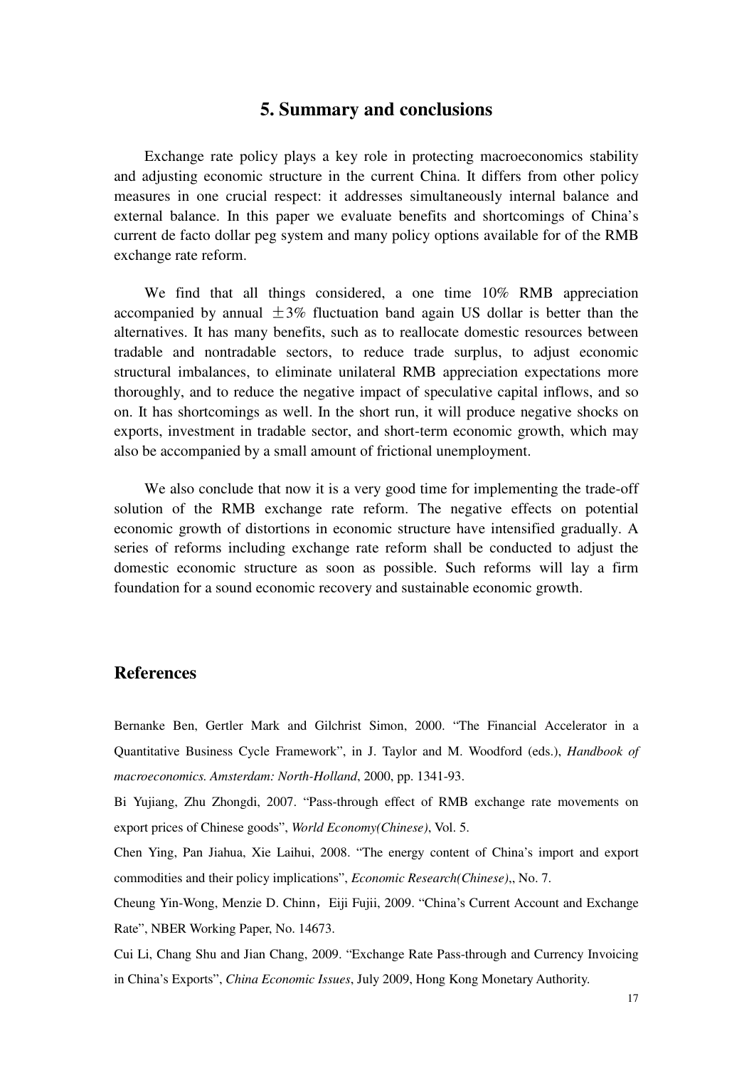## 5. Summary and conclusions

Exchange rate policy plays a key role in protecting macroeconomics stability and adjusting economic structure in the current China. It differs from other policy measures in one crucial respect: it addresses simultaneously internal balance and external balance. In this paper we evaluate benefits and shortcomings of China's current de facto dollar peg system and many policy options available for of the RMB exchange rate reform.

We find that all things considered, a one time 10% RMB appreciation accompanied by annual ±3% fluctuation band again US dollar is better than the alternatives. It has many benefits, such as to reallocate domestic resources between tradable and nontradable sectors, to reduce trade surplus, to adjust economic structural imbalances, to eliminate unilateral RMB appreciation expectations more thoroughly, and to reduce the negative impact of speculative capital inflows, and so on. It has shortcomings as well. In the short run, it will produce negative shocks on exports, investment in tradable sector, and short-term economic growth, which may also be accompanied by a small amount of frictional unemployment.

We also conclude that now it is a very good time for implementing the trade-off solution of the RMB exchange rate reform. The negative effects on potential economic growth of distortions in economic structure have intensified gradually. A series of reforms including exchange rate reform shall be conducted to adjust the domestic economic structure as soon as possible. Such reforms will lay a firm foundation for a sound economic recovery and sustainable economic growth.

## References

Bernanke Ben, Gertler Mark and Gilchrist Simon, 2000. "The Financial Accelerator in a Quantitative Business Cycle Framework", in J. Taylor and M. Woodford (eds.), *Handbook of macroeconomics. Amsterdam: North-Holland*, 2000, pp. 1341-93.

Bi Yujiang, Zhu Zhongdi, 2007. "Pass-through effect of RMB exchange rate movements on export prices of Chinese goods", *World Economy(Chinese)*, Vol. 5.

Chen Ying, Pan Jiahua, Xie Laihui, 2008. "The energy content of China's import and export commodities and their policy implications", *Economic Research(Chinese)*,, No. 7.

Cheung Yin-Wong, Menzie D. Chinn，Eiji Fujii, 2009. "China's Current Account and Exchange Rate", NBER Working Paper, No. 14673.

Cui Li, Chang Shu and Jian Chang, 2009. "Exchange Rate Pass-through and Currency Invoicing in China's Exports", *China Economic Issues*, July 2009, Hong Kong Monetary Authority.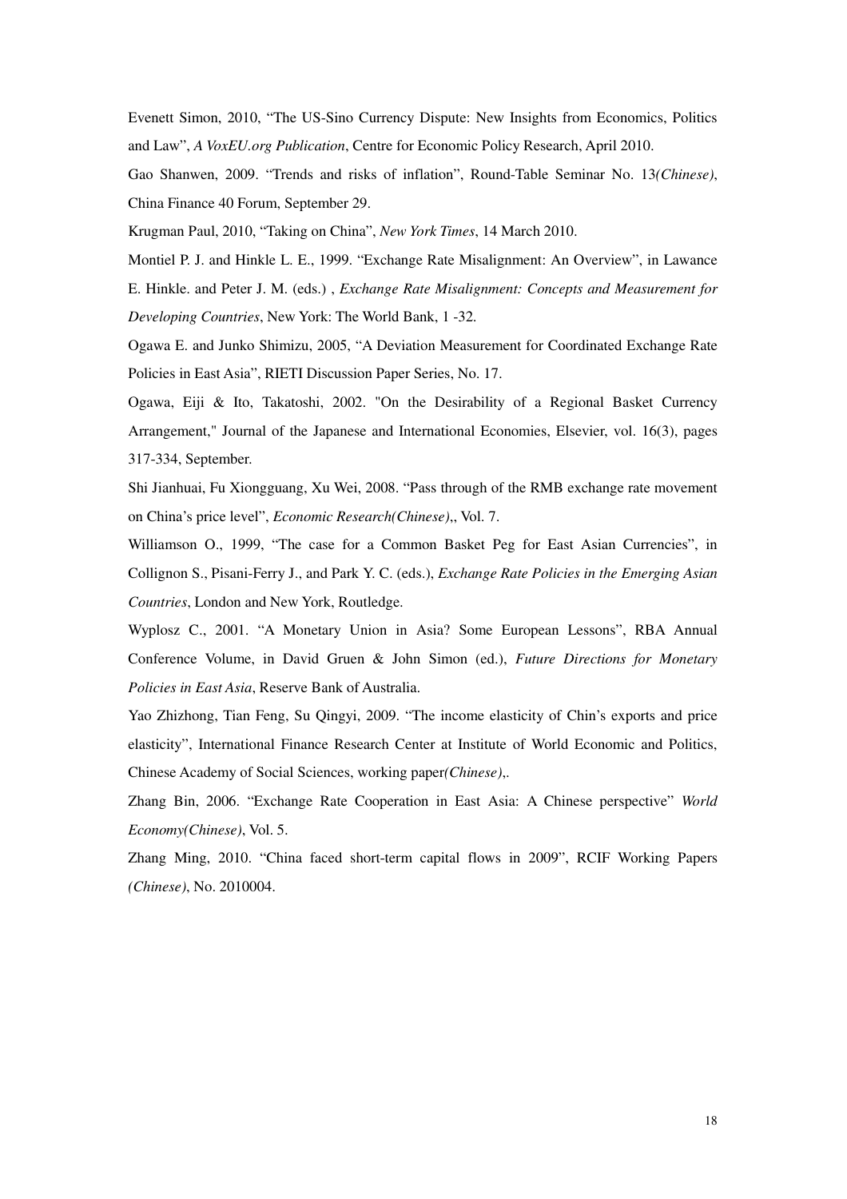Evenett Simon, 2010, "The US-Sino Currency Dispute: New Insights from Economics, Politics and Law", *A VoxEU.org Publication*, Centre for Economic Policy Research, April 2010.

Gao Shanwen, 2009. "Trends and risks of inflation", Round-Table Seminar No. 13*(Chinese)*, China Finance 40 Forum, September 29.

Krugman Paul, 2010, "Taking on China", *New York Times*, 14 March 2010.

Montiel P. J. and Hinkle L. E., 1999. "Exchange Rate Misalignment: An Overview", in Lawance E. Hinkle. and Peter J. M. (eds.) , *Exchange Rate Misalignment: Concepts and Measurement for Developing Countries*, New York: The World Bank, 1 -32.

Ogawa E. and Junko Shimizu, 2005, "A Deviation Measurement for Coordinated Exchange Rate Policies in East Asia", RIETI Discussion Paper Series, No. 17.

Ogawa, Eiji & Ito, Takatoshi, 2002. "On the Desirability of a Regional Basket Currency Arrangement," Journal of the Japanese and International Economies, Elsevier, vol. 16(3), pages 317-334, September.

Shi Jianhuai, Fu Xiongguang, Xu Wei, 2008. "Pass through of the RMB exchange rate movement on China's price level", *Economic Research(Chinese)*,, Vol. 7.

Williamson O., 1999, "The case for a Common Basket Peg for East Asian Currencies", in Collignon S., Pisani-Ferry J., and Park Y. C. (eds.), *Exchange Rate Policies in the Emerging Asian Countries*, London and New York, Routledge.

Wyplosz C., 2001. "A Monetary Union in Asia? Some European Lessons", RBA Annual Conference Volume, in David Gruen & John Simon (ed.), *Future Directions for Monetary Policies in East Asia*, Reserve Bank of Australia.

Yao Zhizhong, Tian Feng, Su Qingyi, 2009. "The income elasticity of Chin's exports and price elasticity", International Finance Research Center at Institute of World Economic and Politics, Chinese Academy of Social Sciences, working paper*(Chinese)*,.

Zhang Bin, 2006. "Exchange Rate Cooperation in East Asia: A Chinese perspective" *World Economy(Chinese)*, Vol. 5.

Zhang Ming, 2010. "China faced short-term capital flows in 2009", RCIF Working Papers *(Chinese)*, No. 2010004.